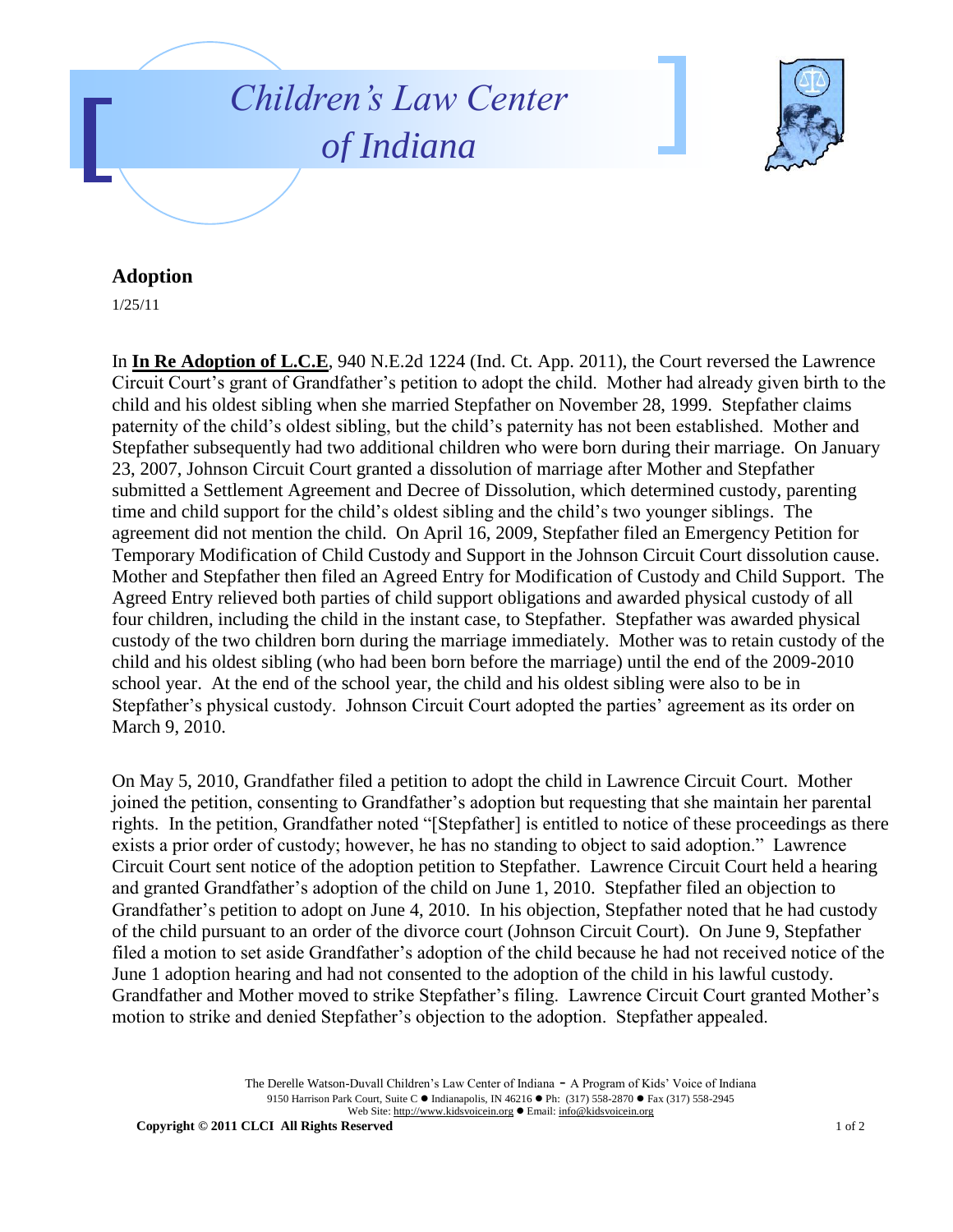# Children's Law Center of Indiana

## Adoption

1/25/11

In **In Re Adoption of L.C.E**, 940 N.E.2d 1224 (Ind. Ct. App. 2011), the Court reversed the Lawrence Circuit Court's grant of Grandfather's petition to adopt the child. Mother had already given birth to the child and his oldest sibling when she married Stepfather on November 28, 1999. Stepfather claims paternity of the child's oldest sibling, but the child's paternity has not been established. Mother and Stepfather subsequently had two additional children who were born during their marriage. On January 23, 2007, Johnson Circuit Court granted a dissolution of marriage after Mother and Stepfather submitted a Settlement Agreement and Decree of Dissolution, which determined custody, parenting time and child support for the child's oldest sibling and the child's two younger siblings. The agreement did not mention the child. On April 16, 2009, Stepfather filed an Emergency Petition for Temporary Modification of Child Custody and Support in the Johnson Circuit Court dissolution cause. Mother and Stepfather then filed an Agreed Entry for Modification of Custody and Child Support. The Agreed Entry relieved both parties of child support obligations and awarded physical custody of all four children, including the child in the instant case, to Stepfather. Stepfather was awarded physical custody of the two children born during the marriage immediately. Mother was to retain custody of the child and his oldest sibling (who had been born before the marriage) until the end of the 2009-2010 school year. At the end of the school year, the child and his oldest sibling were also to be in Stepfather's physical custody. Johnson Circuit Court adopted the parties' agreement as its order on March 9, 2010.

On May 5, 2010, Grandfather filed a petition to adopt the child in Lawrence Circuit Court. Mother joined the petition, consenting to Grandfather's adoption but requesting that she maintain her parental rights. In the petition, Grandfather noted "[Stepfather] is entitled to notice of these proceedings as there exists a prior order of custody; however, he has no standing to object to said adoption." Lawrence Circuit Court sent notice of the adoption petition to Stepfather. Lawrence Circuit Court held a hearing and granted Grandfather's adoption of the child on June 1, 2010. Stepfather filed an objection to Grandfather's petition to adopt on June 4, 2010. In his objection, Stepfather noted that he had custody of the child pursuant to an order of the divorce court (Johnson Circuit Court). On June 9, Stepfather filed a motion to set aside Grandfather's adoption of the child because he had not received notice of the June 1 adoption hearing and had not consented to the adoption of the child in his lawful custody. Grandfather and Mother moved to strike Stepfather's filing. Lawrence Circuit Court granted Mother's motion to strike and denied Stepfather's objection to the adoption. Stepfather appealed.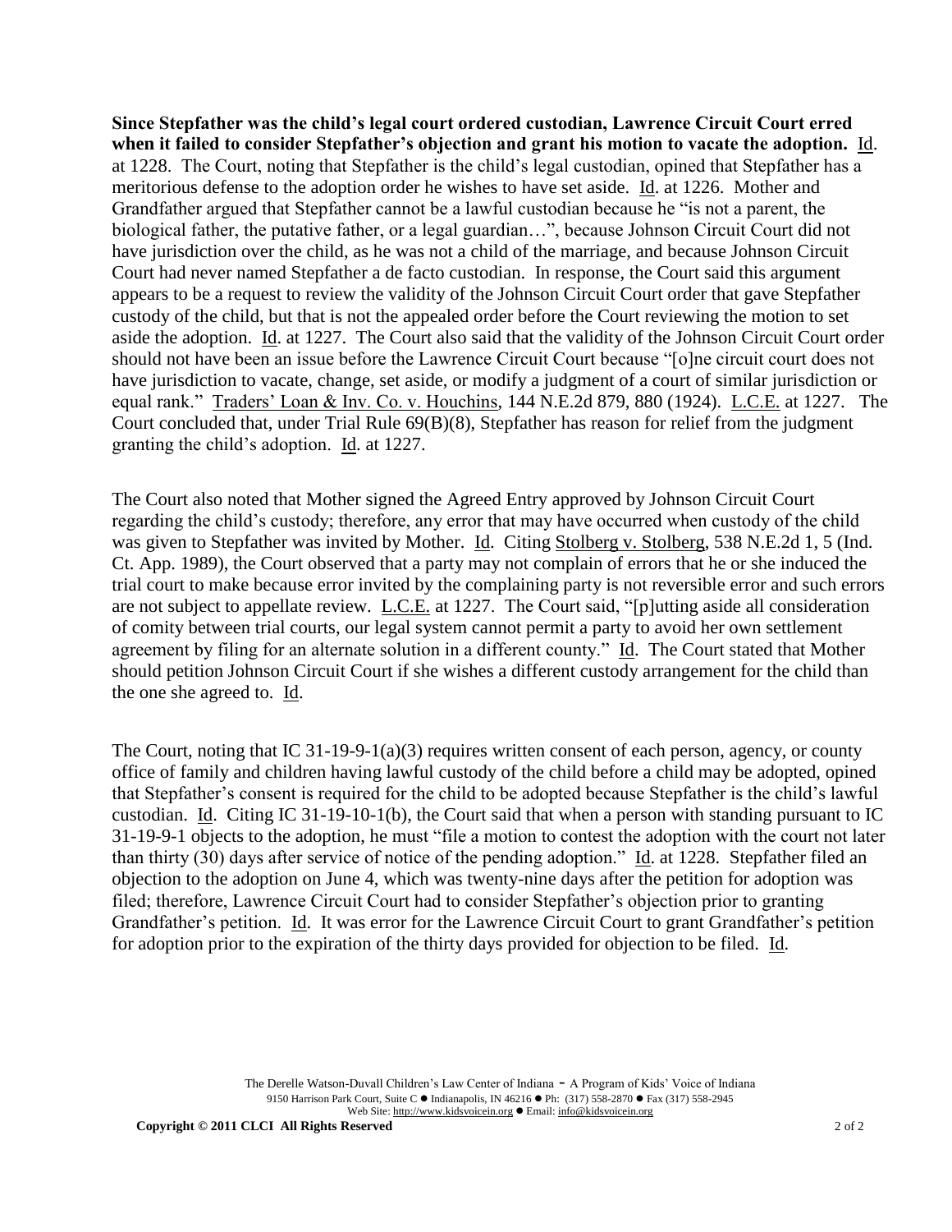**Since Stepfather was the child's legal court ordered custodian, Lawrence Circuit Court erred when it failed to consider Stepfather's objection and grant his motion to vacate the adoption.** Id. at 1228. The Court, noting that Stepfather is the child's legal custodian, opined that Stepfather has a meritorious defense to the adoption order he wishes to have set aside. Id. at 1226. Mother and Grandfather argued that Stepfather cannot be a lawful custodian because he "is not a parent, the biological father, the putative father, or a legal guardian…", because Johnson Circuit Court did not have jurisdiction over the child, as he was not a child of the marriage, and because Johnson Circuit Court had never named Stepfather a de facto custodian. In response, the Court said this argument appears to be a request to review the validity of the Johnson Circuit Court order that gave Stepfather custody of the child, but that is not the appealed order before the Court reviewing the motion to set aside the adoption. Id. at 1227. The Court also said that the validity of the Johnson Circuit Court order should not have been an issue before the Lawrence Circuit Court because "[o]ne circuit court does not have jurisdiction to vacate, change, set aside, or modify a judgment of a court of similar jurisdiction or equal rank." Traders' Loan & Inv. Co. v. Houchins, 144 N.E.2d 879, 880 (1924). L.C.E. at 1227. The Court concluded that, under Trial Rule 69(B)(8), Stepfather has reason for relief from the judgment granting the child's adoption. Id. at 1227.

The Court also noted that Mother signed the Agreed Entry approved by Johnson Circuit Court regarding the child's custody; therefore, any error that may have occurred when custody of the child was given to Stepfather was invited by Mother. Id. Citing Stolberg v. Stolberg, 538 N.E.2d 1, 5 (Ind. Ct. App. 1989), the Court observed that a party may not complain of errors that he or she induced the trial court to make because error invited by the complaining party is not reversible error and such errors are not subject to appellate review. L.C.E. at 1227. The Court said, "[p]utting aside all consideration of comity between trial courts, our legal system cannot permit a party to avoid her own settlement agreement by filing for an alternate solution in a different county." Id. The Court stated that Mother should petition Johnson Circuit Court if she wishes a different custody arrangement for the child than the one she agreed to. Id.

The Court, noting that IC 31-19-9-1(a)(3) requires written consent of each person, agency, or county office of family and children having lawful custody of the child before a child may be adopted, opined that Stepfather's consent is required for the child to be adopted because Stepfather is the child's lawful custodian. Id. Citing IC 31-19-10-1(b), the Court said that when a person with standing pursuant to IC 31-19-9-1 objects to the adoption, he must "file a motion to contest the adoption with the court not later than thirty (30) days after service of notice of the pending adoption." Id. at 1228. Stepfather filed an objection to the adoption on June 4, which was twenty-nine days after the petition for adoption was filed; therefore, Lawrence Circuit Court had to consider Stepfather's objection prior to granting Grandfather's petition. Id. It was error for the Lawrence Circuit Court to grant Grandfather's petition for adoption prior to the expiration of the thirty days provided for objection to be filed. Id.